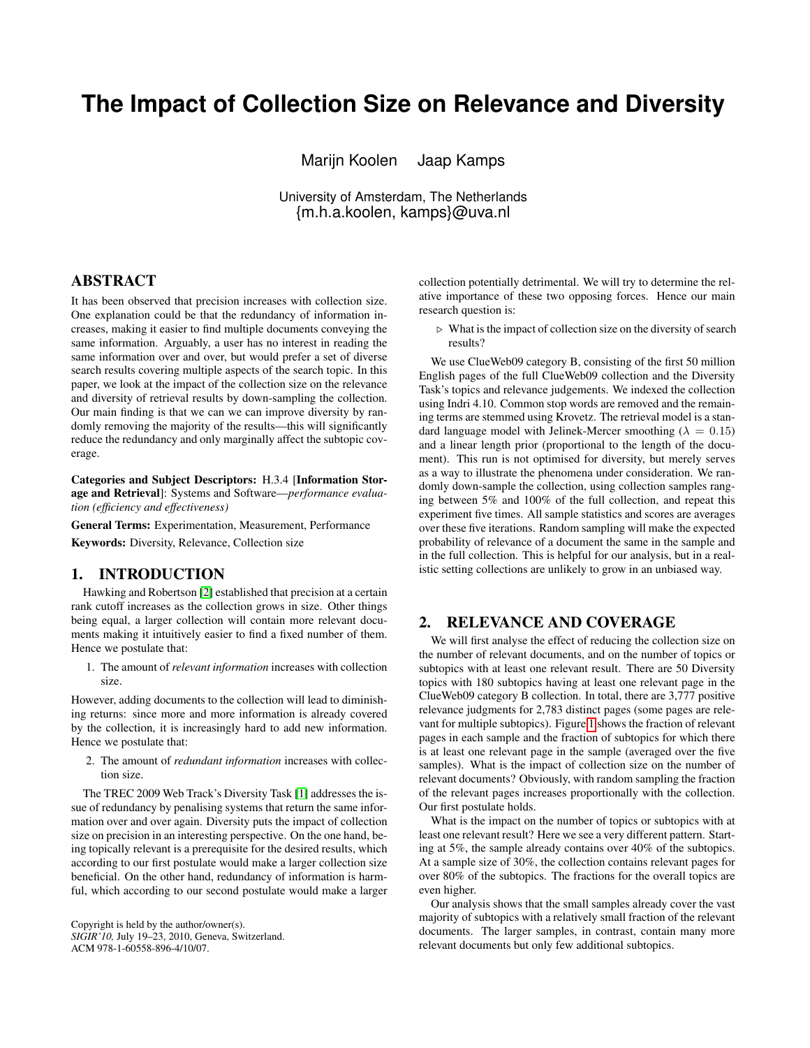# The Impact of Collection Size on Relevance and Diversity

Marijn Koolen Jaap Kamps

University of Amsterdam, The Netherlands
{m.h.a.koolen, kamps}@uva.nl

## ABSTRACT

It has been observed that precision increases with collection size. One explanation could be that the redundancy of information increases, making it easier to find multiple documents conveying the same information. Arguably, a user has no interest in reading the same information over and over, but would prefer a set of diverse search results covering multiple aspects of the search topic. In this paper, we look at the impact of the collection size on the relevance and diversity of retrieval results by down-sampling the collection. Our main finding is that we can we can improve diversity by randomly removing the majority of the results—this will significantly reduce the redundancy and only marginally affect the subtopic coverage.

**Categories and Subject Descriptors:** H.3.4 [**Information Storage and Retrieval**]: Systems and Software—*performance evaluation (efficiency and effectiveness)*

**General Terms:** Experimentation, Measurement, Performance

**Keywords:** Diversity, Relevance, Collection size

## 1. INTRODUCTION

Hawking and Robertson [2] established that precision at a certain rank cutoff increases as the collection grows in size. Other things being equal, a larger collection will contain more relevant documents making it intuitively easier to find a fixed number of them. Hence we postulate that:

1. The amount of *relevant information* increases with collection size.

However, adding documents to the collection will lead to diminishing returns: since more and more information is already covered by the collection, it is increasingly hard to add new information. Hence we postulate that:

2. The amount of *redundant information* increases with collection size.

The TREC 2009 Web Track's Diversity Task [1] addresses the issue of redundancy by penalising systems that return the same information over and over again. Diversity puts the impact of collection size on precision in an interesting perspective. On the one hand, being topically relevant is a prerequisite for the desired results, which according to our first postulate would make a larger collection size beneficial. On the other hand, redundancy of information is harmful, which according to our second postulate would make a larger collection potentially detrimental. We will try to determine the relative importance of these two opposing forces. Hence our main research question is:

▷ What is the impact of collection size on the diversity of search results?

We use ClueWeb09 category B, consisting of the first 50 million English pages of the full ClueWeb09 collection and the Diversity Task's topics and relevance judgements. We indexed the collection using Indri 4.10. Common stop words are removed and the remaining terms are stemmed using Krovetz. The retrieval model is a standard language model with Jelinek-Mercer smoothing ($\lambda = 0.15$) and a linear length prior (proportional to the length of the document). This run is not optimised for diversity, but merely serves as a way to illustrate the phenomena under consideration. We randomly down-sample the collection, using collection samples ranging between 5% and 100% of the full collection, and repeat this experiment five times. All sample statistics and scores are averages over these five iterations. Random sampling will make the expected probability of relevance of a document the same in the sample and in the full collection. This is helpful for our analysis, but in a realistic setting collections are unlikely to grow in an unbiased way.

## 2. RELEVANCE AND COVERAGE

We will first analyse the effect of reducing the collection size on the number of relevant documents, and on the number of topics or subtopics with at least one relevant result. There are 50 Diversity topics with 180 subtopics having at least one relevant page in the ClueWeb09 category B collection. In total, there are 3,777 positive relevance judgments for 2,783 distinct pages (some pages are relevant for multiple subtopics). Figure 1 shows the fraction of relevant pages in each sample and the fraction of subtopics for which there is at least one relevant page in the sample (averaged over the five samples). What is the impact of collection size on the number of relevant documents? Obviously, with random sampling the fraction of the relevant pages increases proportionally with the collection. Our first postulate holds.

What is the impact on the number of topics or subtopics with at least one relevant result? Here we see a very different pattern. Starting at 5%, the sample already contains over 40% of the subtopics. At a sample size of 30%, the collection contains relevant pages for over 80% of the subtopics. The fractions for the overall topics are even higher.

Our analysis shows that the small samples already cover the vast majority of subtopics with a relatively small fraction of the relevant documents. The larger samples, in contrast, contain many more relevant documents but only few additional subtopics.

Copyright is held by the author/owner(s).
*SIGIR'10,* July 19–23, 2010, Geneva, Switzerland.
ACM 978-1-60558-896-4/10/07.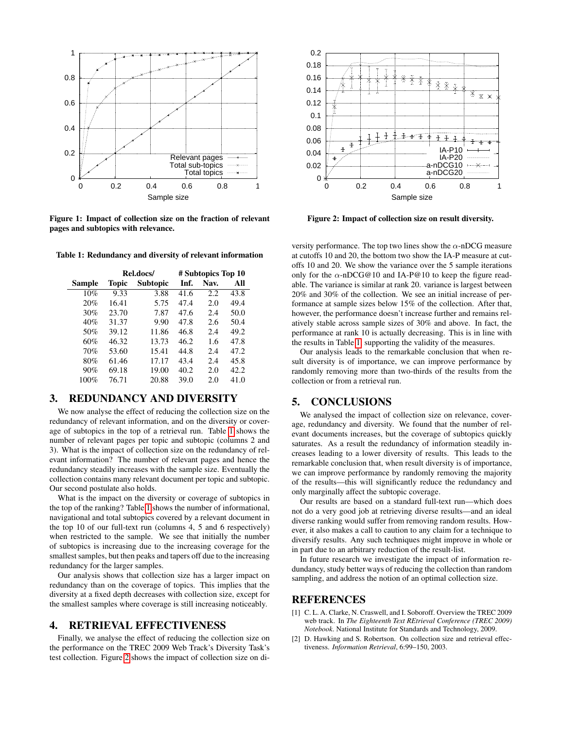1

0.8

0.6

0.4

0.2

0

0 0.2 0.4 0.6 0.8 1

Sample size

Relevant pages

Total sub-topics

Total topics

**Figure 1: Impact of collection size on the fraction of relevant pages and subtopics with relevance.**

0.2

0.18

0.16

0.14

0.12

0.1

0.08

0.06

0.04

0.02

0

0 0.2 0.4 0.6 0.8 1

Sample size

IA-P10

IA-P20

a-nDCG10

a-nDCG20

**Figure 2: Impact of collection size on result diversity.**

**Table 1: Redundancy and diversity of relevant information**

| | Rel.docs/ | | # Subtopics Top 10 | | |
|---|---|---|---|---|---|
| Sample | Topic | Subtopic | Inf. | Nav. | All |
| 10% | 9.33 | 3.88 | 41.6 | 2.2 | 43.8 |
| 20% | 16.41 | 5.75 | 47.4 | 2.0 | 49.4 |
| 30% | 23.70 | 7.87 | 47.6 | 2.4 | 50.0 |
| 40% | 31.37 | 9.90 | 47.8 | 2.6 | 50.4 |
| 50% | 39.12 | 11.86 | 46.8 | 2.4 | 49.2 |
| 60% | 46.32 | 13.73 | 46.2 | 1.6 | 47.8 |
| 70% | 53.60 | 15.41 | 44.8 | 2.4 | 47.2 |
| 80% | 61.46 | 17.17 | 43.4 | 2.4 | 45.8 |
| 90% | 69.18 | 19.00 | 40.2 | 2.0 | 42.2 |
| 100% | 76.71 | 20.88 | 39.0 | 2.0 | 41.0 |

## 3. REDUNDANCY AND DIVERSITY

We now analyse the effect of reducing the collection size on the redundancy of relevant information, and on the diversity or coverage of subtopics in the top of a retrieval run. Table 1 shows the number of relevant pages per topic and subtopic (columns 2 and 3). What is the impact of collection size on the redundancy of relevant information? The number of relevant pages and hence the redundancy steadily increases with the sample size. Eventually the collection contains many relevant document per topic and subtopic. Our second postulate also holds.

What is the impact on the diversity or coverage of subtopics in the top of the ranking? Table 1 shows the number of informational, navigational and total subtopics covered by a relevant document in the top 10 of our full-text run (columns 4, 5 and 6 respectively) when restricted to the sample. We see that initially the number of subtopics is increasing due to the increasing coverage for the smallest samples, but then peaks and tapers off due to the increasing redundancy for the larger samples.

Our analysis shows that collection size has a larger impact on redundancy than on the coverage of topics. This implies that the diversity at a fixed depth decreases with collection size, except for the smallest samples where coverage is still increasing noticeably.

## 4. RETRIEVAL EFFECTIVENESS

Finally, we analyse the effect of reducing the collection size on the performance on the TREC 2009 Web Track's Diversity Task's test collection. Figure 2 shows the impact of collection size on diversity performance. The top two lines show the $\alpha$-nDCG measure at cutoffs 10 and 20, the bottom two show the IA-P measure at cutoffs 10 and 20. We show the variance over the 5 sample iterations only for the $\alpha$-nDCG@10 and IA-P@10 to keep the figure readable. The variance is similar at rank 20. variance is largest between 20% and 30% of the collection. We see an initial increase of performance at sample sizes below 15% of the collection. After that, however, the performance doesn't increase further and remains relatively stable across sample sizes of 30% and above. In fact, the performance at rank 10 is actually decreasing. This is in line with the results in Table 1, supporting the validity of the measures.

Our analysis leads to the remarkable conclusion that when result diversity is of importance, we can improve performance by randomly removing more than two-thirds of the results from the collection or from a retrieval run.

## 5. CONCLUSIONS

We analysed the impact of collection size on relevance, coverage, redundancy and diversity. We found that the number of relevant documents increases, but the coverage of subtopics quickly saturates. As a result the redundancy of information steadily increases leading to a lower diversity of results. This leads to the remarkable conclusion that, when result diversity is of importance, we can improve performance by randomly removing the majority of the results—this will significantly reduce the redundancy and only marginally affect the subtopic coverage.

Our results are based on a standard full-text run—which does not do a very good job at retrieving diverse results—and an ideal diverse ranking would suffer from removing random results. However, it also makes a call to caution to any claim for a technique to diversify results. Any such techniques might improve in whole or in part due to an arbitrary reduction of the result-list.

In future research we investigate the impact of information redundancy, study better ways of reducing the collection than random sampling, and address the notion of an optimal collection size.

## REFERENCES

[1] C. L. A. Clarke, N. Craswell, and I. Soboroff. Overview the TREC 2009 web track. In *The Eighteenth Text REtrieval Conference (TREC 2009) Notebook*. National Institute for Standards and Technology, 2009.

[2] D. Hawking and S. Robertson. On collection size and retrieval effectiveness. *Information Retrieval*, 6:99–150, 2003.